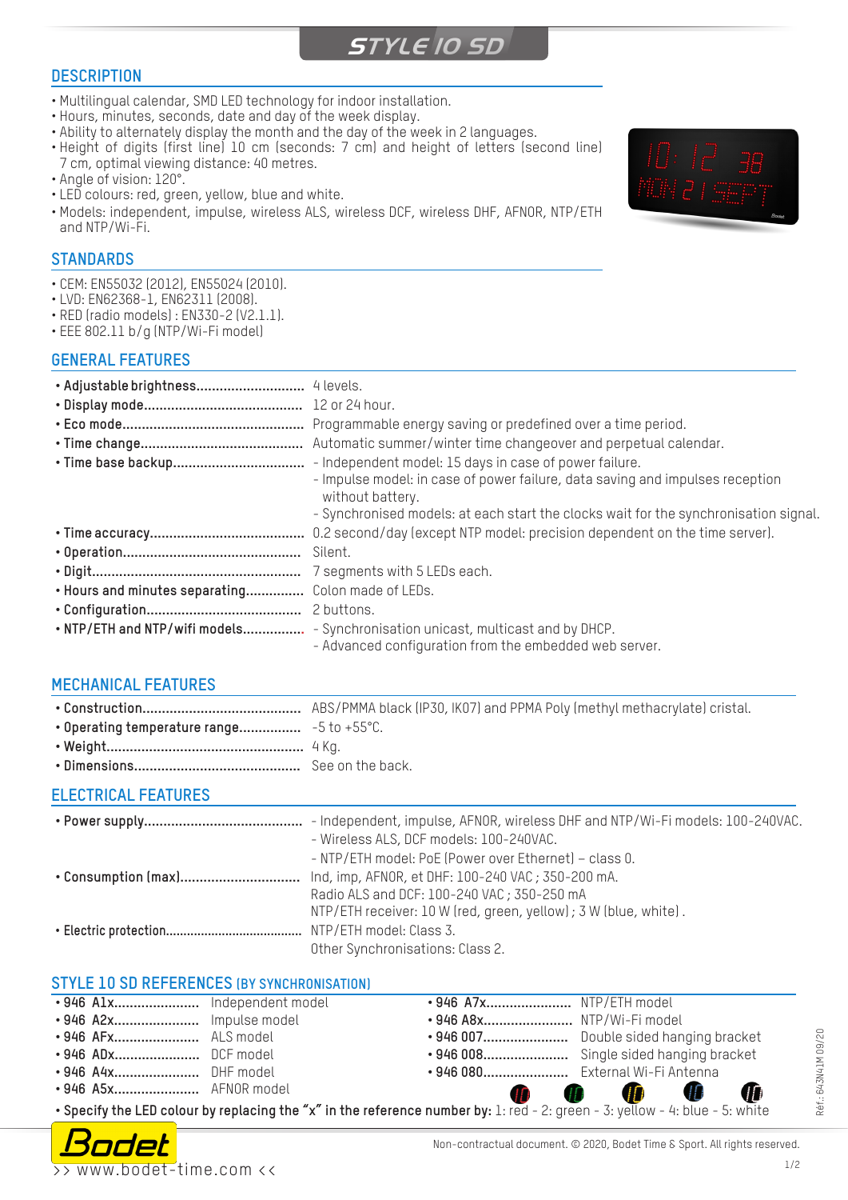# STYLE 10 SD

## DESCRIPTION

- Multilingual calendar, SMD LED technology for indoor installation.
- Hours, minutes, seconds, date and day of the week display.
- Ability to alternately display the month and the day of the week in 2 languages.
- Height of digits (first line) 10 cm (seconds: 7 cm) and height of letters (second line) 7 cm, optimal viewing distance: 40 metres.
- Angle of vision: 120°.
- LED colours: red, green, yellow, blue and white.
- Models: independent, impulse, wireless ALS, wireless DCF, wireless DHF, AFNOR, NTP/ETH and NTP/Wi-Fi.

## STANDARDS

- CEM: EN55032 (2012), EN55024 (2010).
- LVD: EN62368-1, EN62311 (2008).
- RED (radio models) : EN330-2 (V2.1.1).
- EEE 802.11 b/g (NTP/Wi-Fi model)

## GENERAL FEATURES

- **Adjustable brightness**........................... 4 levels.
- **Display mode**........................................ 12 or 24 hour.
- **Eco mode**.............................................. Programmable energy saving or predefined over a time period.
- **Time change**......................................... Automatic summer/winter time changeover and perpetual calendar.
- **Time base backup**................................. - Independent model: 15 days in case of power failure.
  - Impulse model: in case of power failure, data saving and impulses reception without battery.
  - Synchronised models: at each start the clocks wait for the synchronisation signal.
- **Time accuracy**....................................... 0.2 second/day (except NTP model: precision dependent on the time server).
- **Operation**............................................. Silent.
- **Digit**...................................................... 7 segments with 5 LEDs each.
- **Hours and minutes separating**............... Colon made of LEDs.
- **Configuration**....................................... 2 buttons.
- **NTP/ETH and NTP/wifi models**............... - Synchronisation unicast, multicast and by DHCP.
  - Advanced configuration from the embedded web server.

## MECHANICAL FEATURES

- **Construction**........................................ ABS/PMMA black (IP30, IK07) and PPMA Poly (methyl methacrylate) cristal.
- **Operating temperature range**................ -5 to +55°C.
- **Weight**.................................................. 4 Kg.
- **Dimensions**.......................................... See on the back.

## ELECTRICAL FEATURES

- **Power supply**........................................ - Independent, impulse, AFNOR, wireless DHF and NTP/Wi-Fi models: 100-240VAC.
  - Wireless ALS, DCF models: 100-240VAC.
  - NTP/ETH model: PoE (Power over Ethernet) – class 0.
- **Consumption (max)**.............................. Ind, imp, AFNOR, et DHF: 100-240 VAC ; 350-200 mA.
  Radio ALS and DCF: 100-240 VAC ; 350-250 mA
  NTP/ETH receiver: 10 W (red, green, yellow) ; 3 W (blue, white) .
- **Electric protection**................................ NTP/ETH model: Class 3.
  Other Synchronisations: Class 2.

## STYLE 10 SD REFERENCES (BY SYNCHRONISATION)

- **946 A1x**...................... Independent model
- **946 A2x**...................... Impulse model
- **946 AFx**...................... ALS model
- **946 ADx**...................... DCF model
- **946 A4x**...................... DHF model
- **946 A5x**...................... AFNOR model
- **946 A7x**...................... NTP/ETH model
- **946 A8x**...................... NTP/Wi-Fi model
- **946 007**...................... Double sided hanging bracket
- **946 008**...................... Single sided hanging bracket
- **946 080**...................... External Wi-Fi Antenna
- **Specify the LED colour by replacing the "x" in the reference number by:** 1: red - 2: green - 3: yellow - 4: blue - 5: white

Réf.: 643N41M 09/20

Non-contractual document. © 2020, Bodet Time & Sport. All rights reserved.

>> www.bodet-time.com <<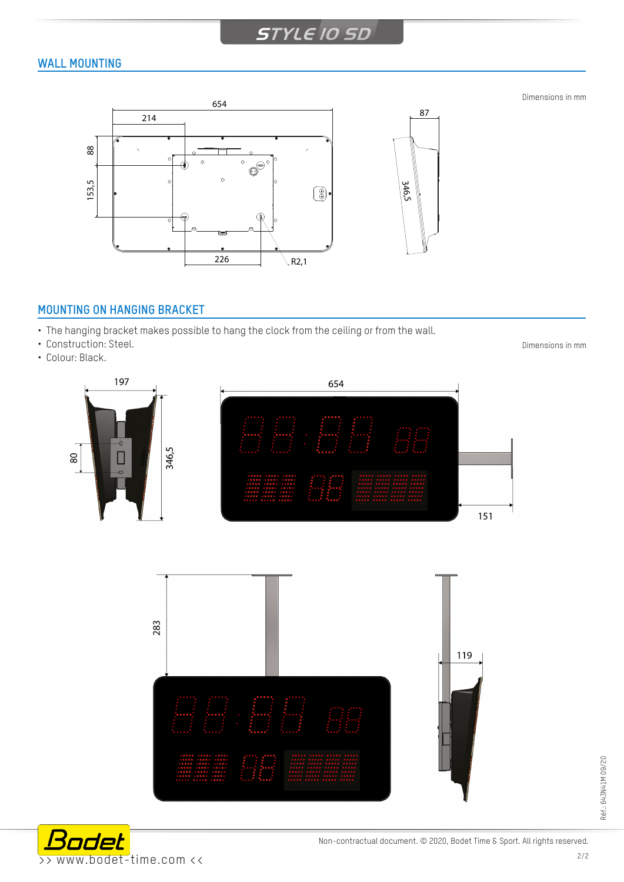# STYLE 10 SD

## WALL MOUNTING

Dimensions in mm

654
214
88
153,5
226
R2,1
87
346,5

## MOUNTING ON HANGING BRACKET

- The hanging bracket makes possible to hang the clock from the ceiling or from the wall.
- Construction: Steel.
- Colour: Black.

Dimensions in mm

197
80
346,5
654
151
283
119

Réf.: 643N41M 09/20

>> www.bodet-time.com <<

Non-contractual document. © 2020, Bodet Time & Sport. All rights reserved.